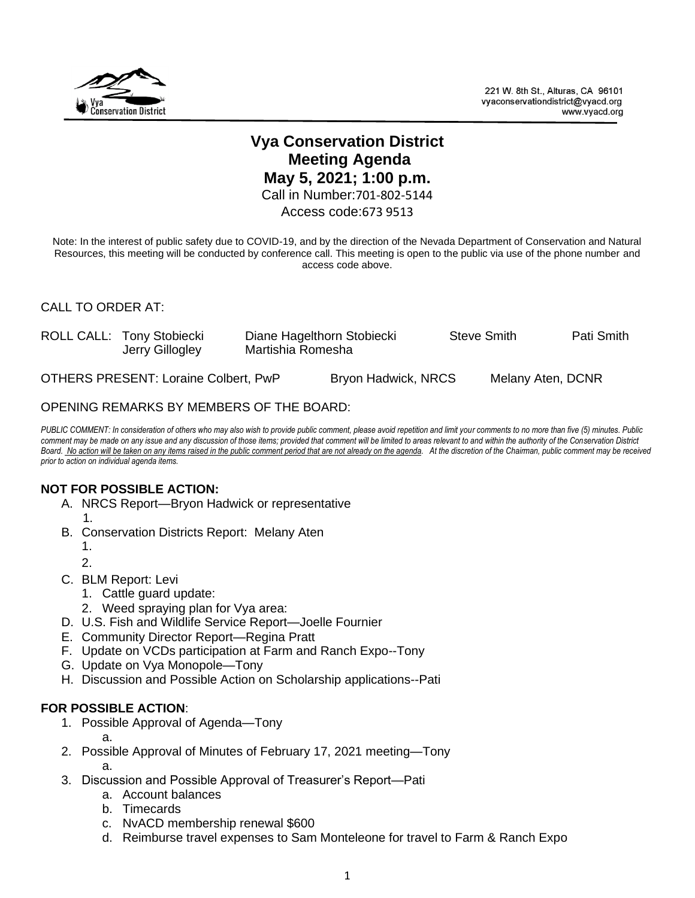221 W. 8th St., Alturas, CA 96101
vyaconservationdistrict@vyacd.org
www.vyacd.org

# Vya Conservation District
## Meeting Agenda
## May 5, 2021; 1:00 p.m.

Call in Number:701-802-5144

Access code:673 9513

Note: In the interest of public safety due to COVID-19, and by the direction of the Nevada Department of Conservation and Natural Resources, this meeting will be conducted by conference call. This meeting is open to the public via use of the phone number and access code above.

CALL TO ORDER AT:

ROLL CALL: Tony Stobiecki Diane Hagelthorn Stobiecki Steve Smith Pati Smith Jerry Gillogley Martishia Romesha

OTHERS PRESENT: Loraine Colbert, PwP Bryon Hadwick, NRCS Melany Aten, DCNR

OPENING REMARKS BY MEMBERS OF THE BOARD:

*PUBLIC COMMENT: In consideration of others who may also wish to provide public comment, please avoid repetition and limit your comments to no more than five (5) minutes. Public comment may be made on any issue and any discussion of those items; provided that comment will be limited to areas relevant to and within the authority of the Conservation District Board. <u>No action will be taken on any items raised in the public comment period that are not already on the agenda</u>. At the discretion of the Chairman, public comment may be received prior to action on individual agenda items.*

**NOT FOR POSSIBLE ACTION:**

A. NRCS Report—Bryon Hadwick or representative
   1.
B. Conservation Districts Report: Melany Aten
   1.
   2.
C. BLM Report: Levi
   1. Cattle guard update:
   2. Weed spraying plan for Vya area:
D. U.S. Fish and Wildlife Service Report—Joelle Fournier
E. Community Director Report—Regina Pratt
F. Update on VCDs participation at Farm and Ranch Expo--Tony
G. Update on Vya Monopole—Tony
H. Discussion and Possible Action on Scholarship applications--Pati

**FOR POSSIBLE ACTION**:

1. Possible Approval of Agenda—Tony
   a.
2. Possible Approval of Minutes of February 17, 2021 meeting—Tony
   a.
3. Discussion and Possible Approval of Treasurer's Report—Pati
   a. Account balances
   b. Timecards
   c. NvACD membership renewal $600
   d. Reimburse travel expenses to Sam Monteleone for travel to Farm & Ranch Expo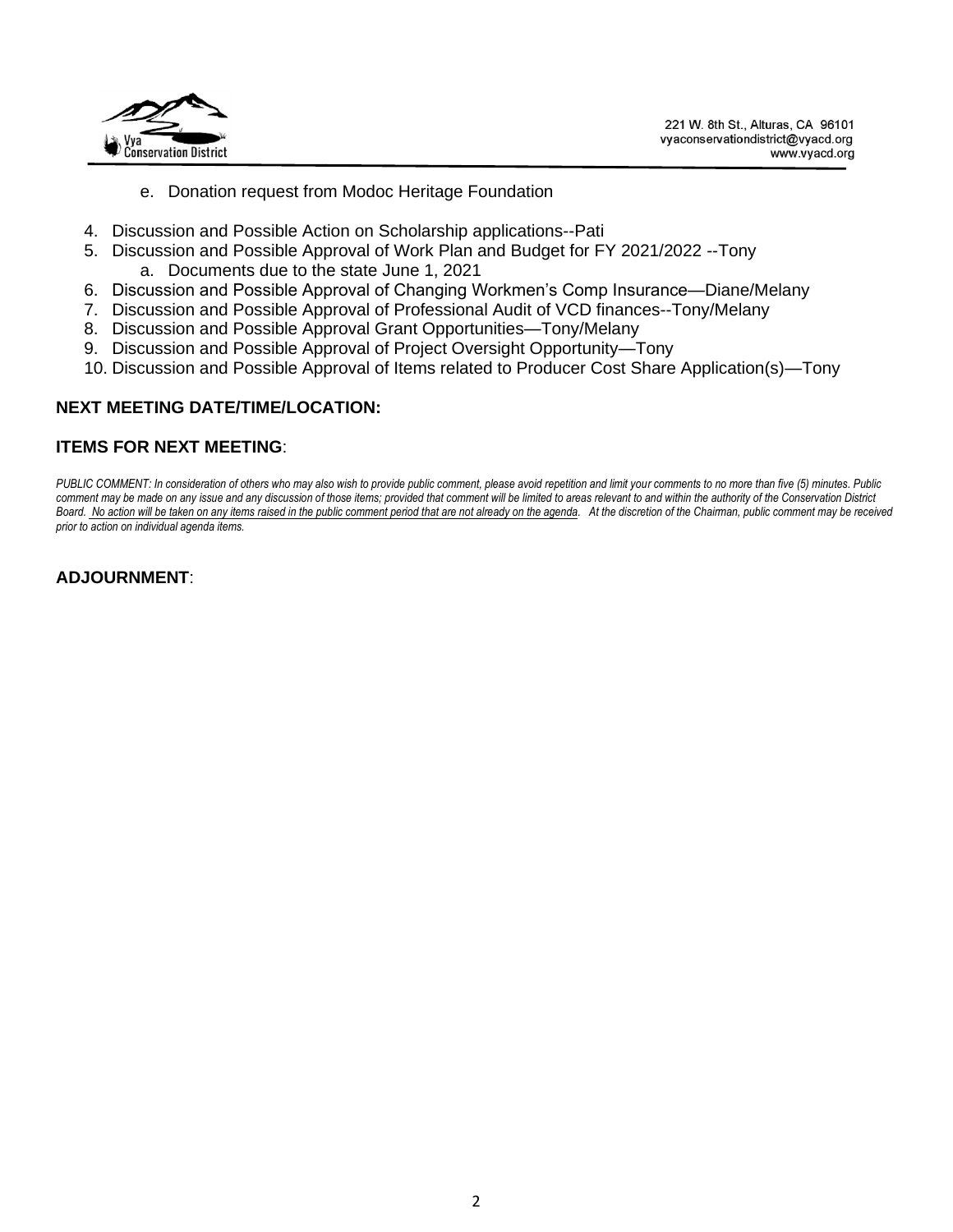221 W. 8th St., Alturas, CA 96101
vyaconservationdistrict@vyacd.org
www.vyacd.org

e. Donation request from Modoc Heritage Foundation

4. Discussion and Possible Action on Scholarship applications--Pati
5. Discussion and Possible Approval of Work Plan and Budget for FY 2021/2022 --Tony
   a. Documents due to the state June 1, 2021
6. Discussion and Possible Approval of Changing Workmen's Comp Insurance—Diane/Melany
7. Discussion and Possible Approval of Professional Audit of VCD finances--Tony/Melany
8. Discussion and Possible Approval Grant Opportunities—Tony/Melany
9. Discussion and Possible Approval of Project Oversight Opportunity—Tony
10. Discussion and Possible Approval of Items related to Producer Cost Share Application(s)—Tony

**NEXT MEETING DATE/TIME/LOCATION:**

**ITEMS FOR NEXT MEETING**:

*PUBLIC COMMENT: In consideration of others who may also wish to provide public comment, please avoid repetition and limit your comments to no more than five (5) minutes. Public comment may be made on any issue and any discussion of those items; provided that comment will be limited to areas relevant to and within the authority of the Conservation District Board. No action will be taken on any items raised in the public comment period that are not already on the agenda. At the discretion of the Chairman, public comment may be received prior to action on individual agenda items.*

**ADJOURNMENT**: